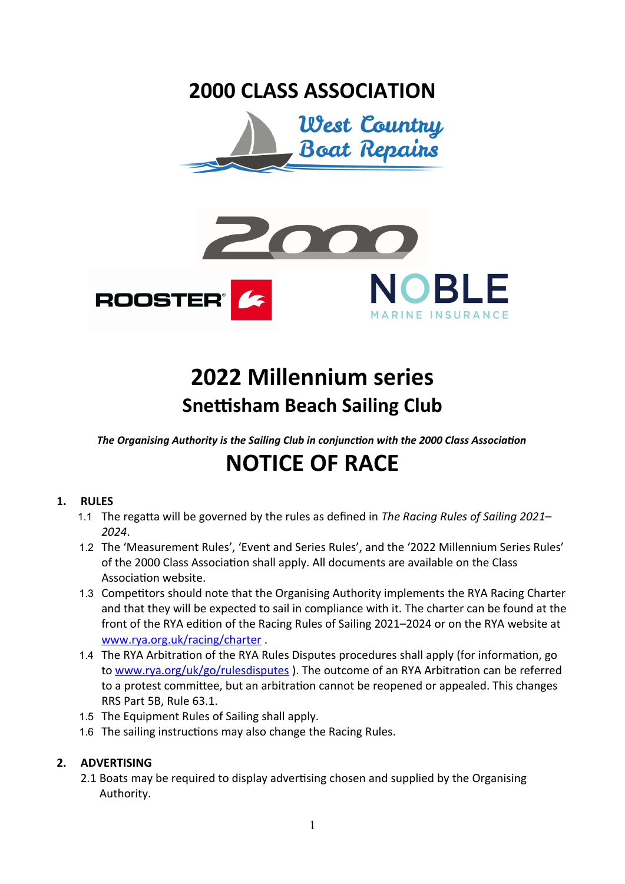# 2000 CLASS ASSOCIATION

# 2022 Millennium series

## Snettisham Beach Sailing Club

***The Organising Authority is the Sailing Club in conjunction with the 2000 Class Association***

# NOTICE OF RACE

**1. RULES**

1.1 The regatta will be governed by the rules as defined in *The Racing Rules of Sailing 2021–2024*.

1.2 The 'Measurement Rules', 'Event and Series Rules', and the '2022 Millennium Series Rules' of the 2000 Class Association shall apply. All documents are available on the Class Association website.

1.3 Competitors should note that the Organising Authority implements the RYA Racing Charter and that they will be expected to sail in compliance with it. The charter can be found at the front of the RYA edition of the Racing Rules of Sailing 2021–2024 or on the RYA website at www.rya.org.uk/racing/charter .

1.4 The RYA Arbitration of the RYA Rules Disputes procedures shall apply (for information, go to www.rya.org/uk/go/rulesdisputes ). The outcome of an RYA Arbitration can be referred to a protest committee, but an arbitration cannot be reopened or appealed. This changes RRS Part 5B, Rule 63.1.

1.5 The Equipment Rules of Sailing shall apply.

1.6 The sailing instructions may also change the Racing Rules.

**2. ADVERTISING**

2.1 Boats may be required to display advertising chosen and supplied by the Organising Authority.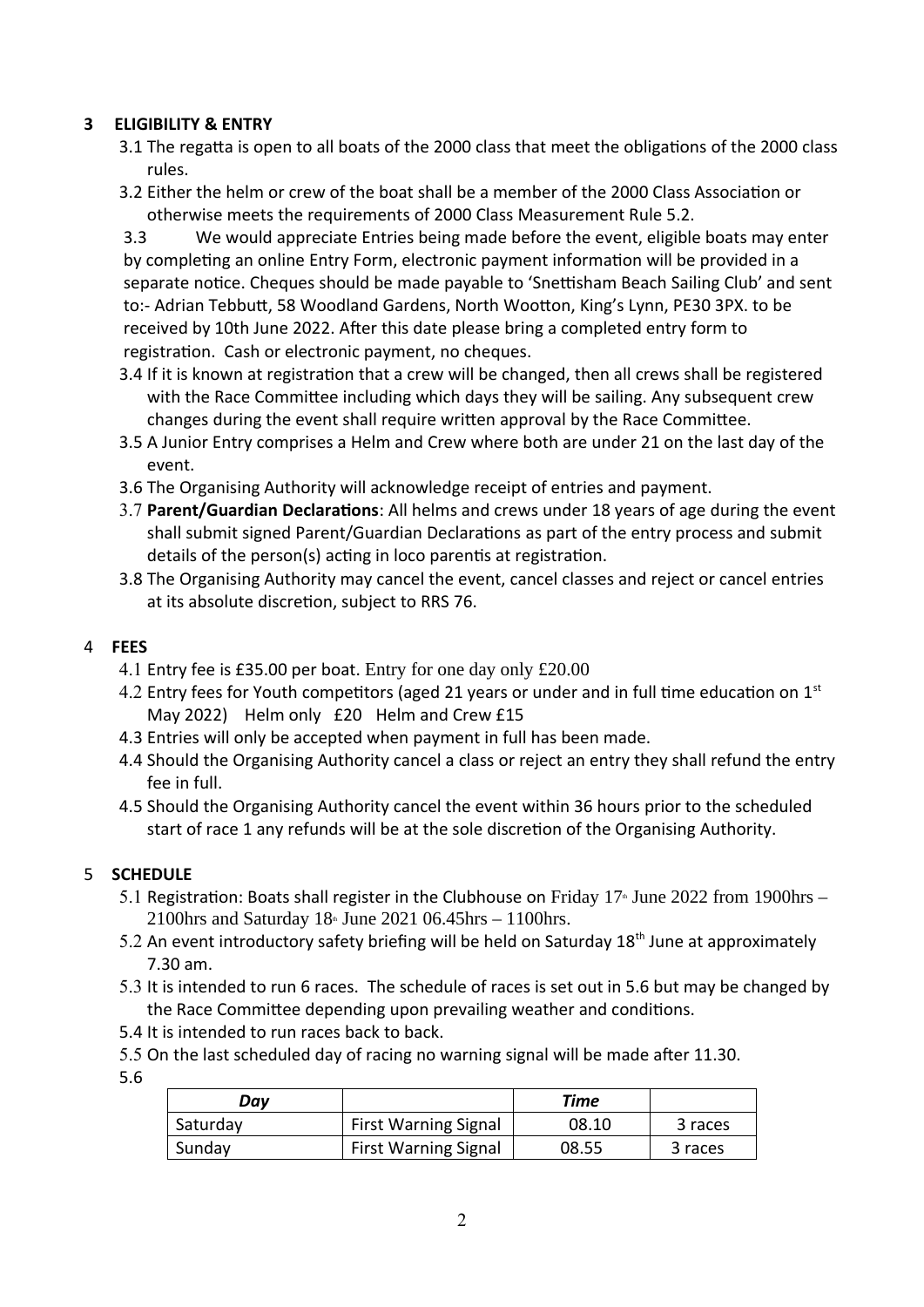## 3 ELIGIBILITY & ENTRY

3.1 The regatta is open to all boats of the 2000 class that meet the obligations of the 2000 class rules.

3.2 Either the helm or crew of the boat shall be a member of the 2000 Class Association or otherwise meets the requirements of 2000 Class Measurement Rule 5.2.

3.3 We would appreciate Entries being made before the event, eligible boats may enter by completing an online Entry Form, electronic payment information will be provided in a separate notice. Cheques should be made payable to 'Snettisham Beach Sailing Club' and sent to:- Adrian Tebbutt, 58 Woodland Gardens, North Wootton, King's Lynn, PE30 3PX. to be received by 10th June 2022. After this date please bring a completed entry form to registration. Cash or electronic payment, no cheques.

3.4 If it is known at registration that a crew will be changed, then all crews shall be registered with the Race Committee including which days they will be sailing. Any subsequent crew changes during the event shall require written approval by the Race Committee.

3.5 A Junior Entry comprises a Helm and Crew where both are under 21 on the last day of the event.

3.6 The Organising Authority will acknowledge receipt of entries and payment.

3.7 **Parent/Guardian Declarations**: All helms and crews under 18 years of age during the event shall submit signed Parent/Guardian Declarations as part of the entry process and submit details of the person(s) acting in loco parentis at registration.

3.8 The Organising Authority may cancel the event, cancel classes and reject or cancel entries at its absolute discretion, subject to RRS 76.

## 4 FEES

4.1 Entry fee is £35.00 per boat. Entry for one day only £20.00

4.2 Entry fees for Youth competitors (aged 21 years or under and in full time education on 1st May 2022) Helm only £20 Helm and Crew £15

4.3 Entries will only be accepted when payment in full has been made.

4.4 Should the Organising Authority cancel a class or reject an entry they shall refund the entry fee in full.

4.5 Should the Organising Authority cancel the event within 36 hours prior to the scheduled start of race 1 any refunds will be at the sole discretion of the Organising Authority.

## 5 SCHEDULE

5.1 Registration: Boats shall register in the Clubhouse on Friday 17th June 2022 from 1900hrs – 2100hrs and Saturday 18th June 2021 06.45hrs – 1100hrs.

5.2 An event introductory safety briefing will be held on Saturday 18th June at approximately 7.30 am.

5.3 It is intended to run 6 races. The schedule of races is set out in 5.6 but may be changed by the Race Committee depending upon prevailing weather and conditions.

5.4 It is intended to run races back to back.

5.5 On the last scheduled day of racing no warning signal will be made after 11.30.

5.6

| *Day* | | *Time* | |
|---|---|---|---|
| Saturday | First Warning Signal | 08.10 | 3 races |
| Sunday | First Warning Signal | 08.55 | 3 races |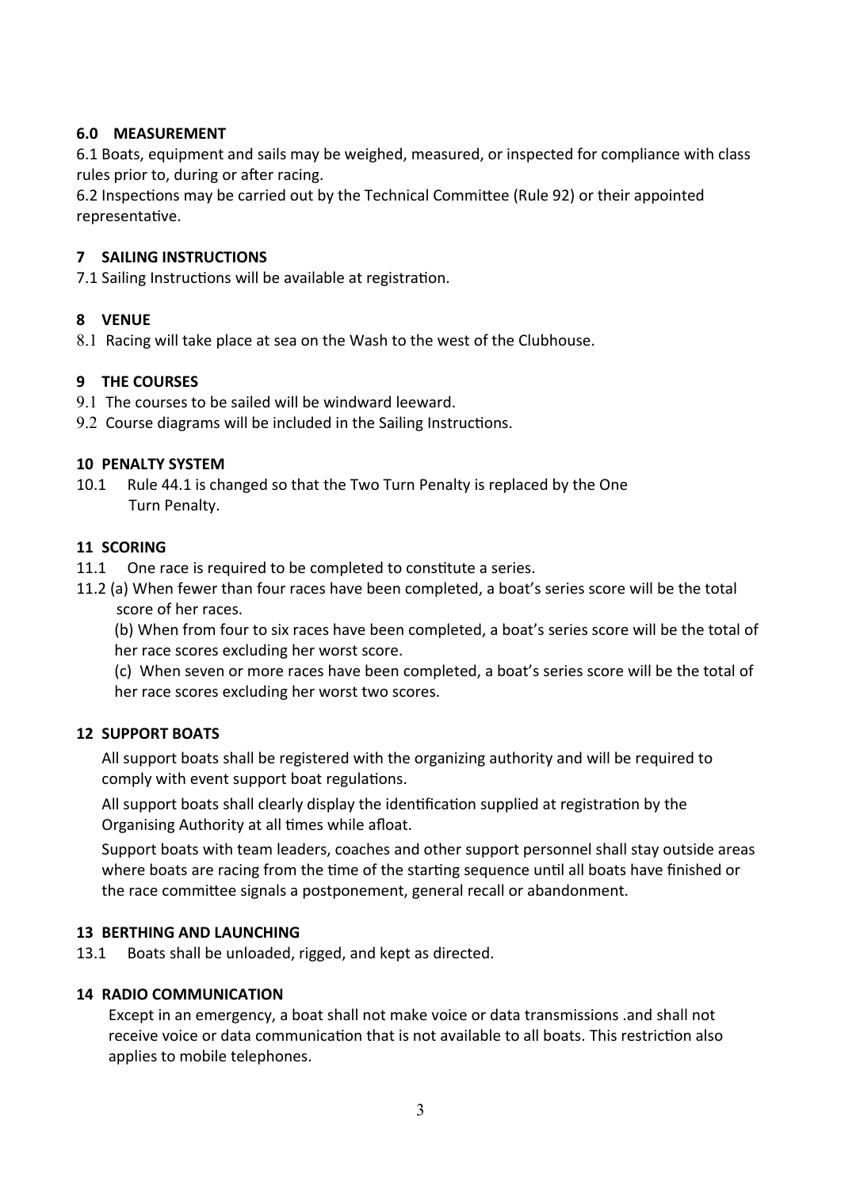**6.0 MEASUREMENT**

6.1 Boats, equipment and sails may be weighed, measured, or inspected for compliance with class rules prior to, during or after racing.

6.2 Inspections may be carried out by the Technical Committee (Rule 92) or their appointed representative.

**7 SAILING INSTRUCTIONS**

7.1 Sailing Instructions will be available at registration.

**8 VENUE**

8.1 Racing will take place at sea on the Wash to the west of the Clubhouse.

**9 THE COURSES**

9.1 The courses to be sailed will be windward leeward.

9.2 Course diagrams will be included in the Sailing Instructions.

**10 PENALTY SYSTEM**

10.1 Rule 44.1 is changed so that the Two Turn Penalty is replaced by the One Turn Penalty.

**11 SCORING**

11.1 One race is required to be completed to constitute a series.

11.2 (a) When fewer than four races have been completed, a boat's series score will be the total score of her races.

(b) When from four to six races have been completed, a boat's series score will be the total of her race scores excluding her worst score.

(c) When seven or more races have been completed, a boat's series score will be the total of her race scores excluding her worst two scores.

**12 SUPPORT BOATS**

All support boats shall be registered with the organizing authority and will be required to comply with event support boat regulations.

All support boats shall clearly display the identification supplied at registration by the Organising Authority at all times while afloat.

Support boats with team leaders, coaches and other support personnel shall stay outside areas where boats are racing from the time of the starting sequence until all boats have finished or the race committee signals a postponement, general recall or abandonment.

**13 BERTHING AND LAUNCHING**

13.1 Boats shall be unloaded, rigged, and kept as directed.

**14 RADIO COMMUNICATION**

Except in an emergency, a boat shall not make voice or data transmissions .and shall not receive voice or data communication that is not available to all boats. This restriction also applies to mobile telephones.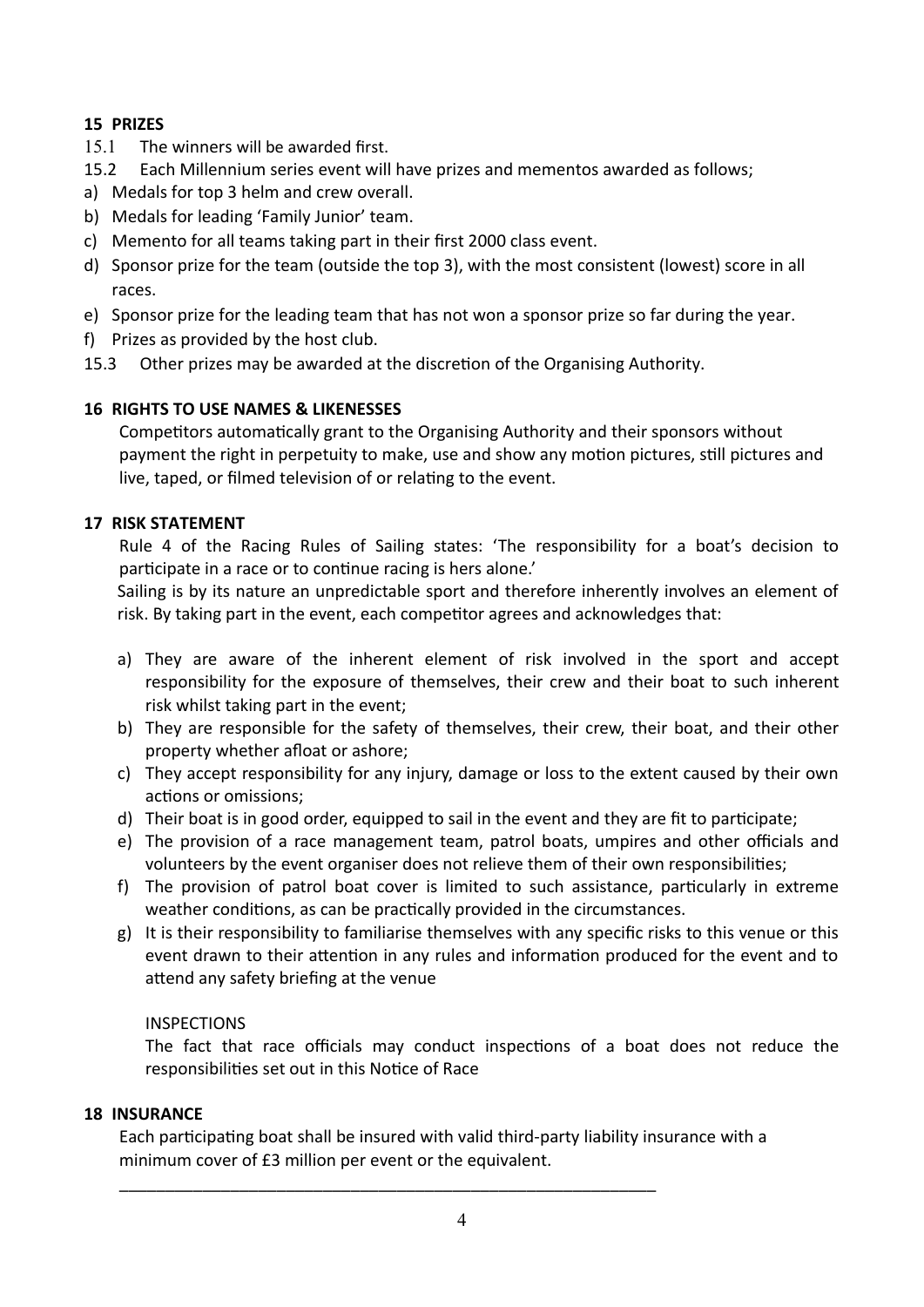## 15 PRIZES

15.1 The winners will be awarded first.

15.2 Each Millennium series event will have prizes and mementos awarded as follows;

a) Medals for top 3 helm and crew overall.
b) Medals for leading 'Family Junior' team.
c) Memento for all teams taking part in their first 2000 class event.
d) Sponsor prize for the team (outside the top 3), with the most consistent (lowest) score in all races.
e) Sponsor prize for the leading team that has not won a sponsor prize so far during the year.
f) Prizes as provided by the host club.

15.3 Other prizes may be awarded at the discretion of the Organising Authority.

## 16 RIGHTS TO USE NAMES & LIKENESSES

Competitors automatically grant to the Organising Authority and their sponsors without payment the right in perpetuity to make, use and show any motion pictures, still pictures and live, taped, or filmed television of or relating to the event.

## 17 RISK STATEMENT

Rule 4 of the Racing Rules of Sailing states: 'The responsibility for a boat's decision to participate in a race or to continue racing is hers alone.'

Sailing is by its nature an unpredictable sport and therefore inherently involves an element of risk. By taking part in the event, each competitor agrees and acknowledges that:

a) They are aware of the inherent element of risk involved in the sport and accept responsibility for the exposure of themselves, their crew and their boat to such inherent risk whilst taking part in the event;
b) They are responsible for the safety of themselves, their crew, their boat, and their other property whether afloat or ashore;
c) They accept responsibility for any injury, damage or loss to the extent caused by their own actions or omissions;
d) Their boat is in good order, equipped to sail in the event and they are fit to participate;
e) The provision of a race management team, patrol boats, umpires and other officials and volunteers by the event organiser does not relieve them of their own responsibilities;
f) The provision of patrol boat cover is limited to such assistance, particularly in extreme weather conditions, as can be practically provided in the circumstances.
g) It is their responsibility to familiarise themselves with any specific risks to this venue or this event drawn to their attention in any rules and information produced for the event and to attend any safety briefing at the venue

INSPECTIONS

The fact that race officials may conduct inspections of a boat does not reduce the responsibilities set out in this Notice of Race

## 18 INSURANCE

Each participating boat shall be insured with valid third-party liability insurance with a minimum cover of £3 million per event or the equivalent.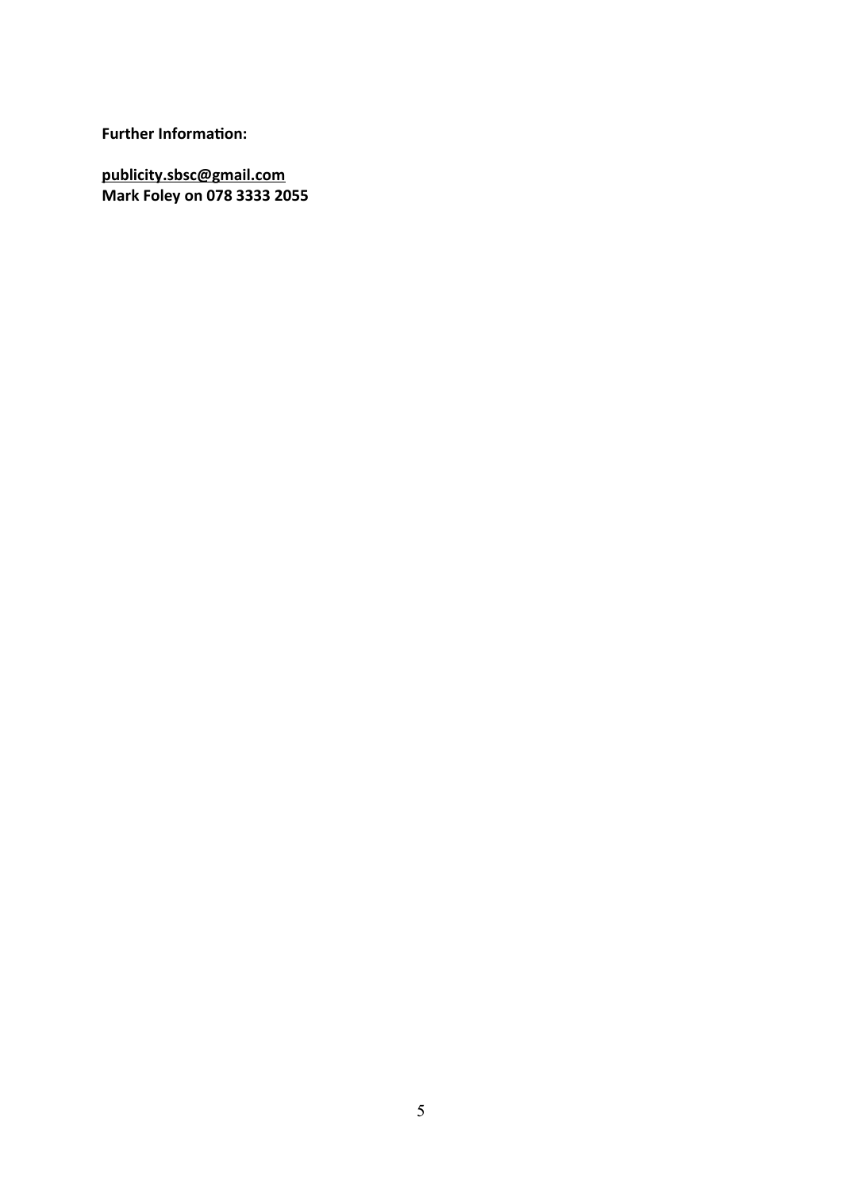**Further Information:**

**publicity.sbsc@gmail.com**
**Mark Foley on 078 3333 2055**